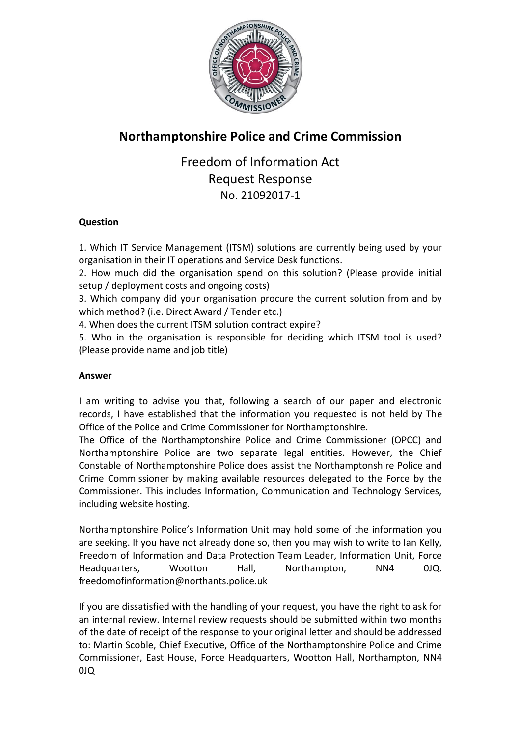# Northamptonshire Police and Crime Commission

## Freedom of Information Act
## Request Response
### No. 21092017-1

**Question**

1. Which IT Service Management (ITSM) solutions are currently being used by your organisation in their IT operations and Service Desk functions.
2. How much did the organisation spend on this solution? (Please provide initial setup / deployment costs and ongoing costs)
3. Which company did your organisation procure the current solution from and by which method? (i.e. Direct Award / Tender etc.)
4. When does the current ITSM solution contract expire?
5. Who in the organisation is responsible for deciding which ITSM tool is used? (Please provide name and job title)

**Answer**

I am writing to advise you that, following a search of our paper and electronic records, I have established that the information you requested is not held by The Office of the Police and Crime Commissioner for Northamptonshire.
The Office of the Northamptonshire Police and Crime Commissioner (OPCC) and Northamptonshire Police are two separate legal entities. However, the Chief Constable of Northamptonshire Police does assist the Northamptonshire Police and Crime Commissioner by making available resources delegated to the Force by the Commissioner. This includes Information, Communication and Technology Services, including website hosting.

Northamptonshire Police's Information Unit may hold some of the information you are seeking. If you have not already done so, then you may wish to write to Ian Kelly, Freedom of Information and Data Protection Team Leader, Information Unit, Force Headquarters, Wootton Hall, Northampton, NN4 0JQ. freedomofinformation@northants.police.uk

If you are dissatisfied with the handling of your request, you have the right to ask for an internal review. Internal review requests should be submitted within two months of the date of receipt of the response to your original letter and should be addressed to: Martin Scoble, Chief Executive, Office of the Northamptonshire Police and Crime Commissioner, East House, Force Headquarters, Wootton Hall, Northampton, NN4 0JQ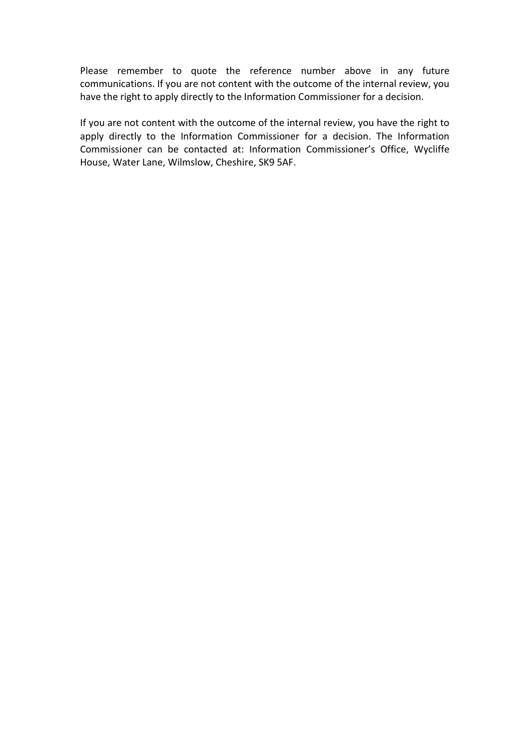Please remember to quote the reference number above in any future communications. If you are not content with the outcome of the internal review, you have the right to apply directly to the Information Commissioner for a decision.

If you are not content with the outcome of the internal review, you have the right to apply directly to the Information Commissioner for a decision. The Information Commissioner can be contacted at: Information Commissioner’s Office, Wycliffe House, Water Lane, Wilmslow, Cheshire, SK9 5AF.